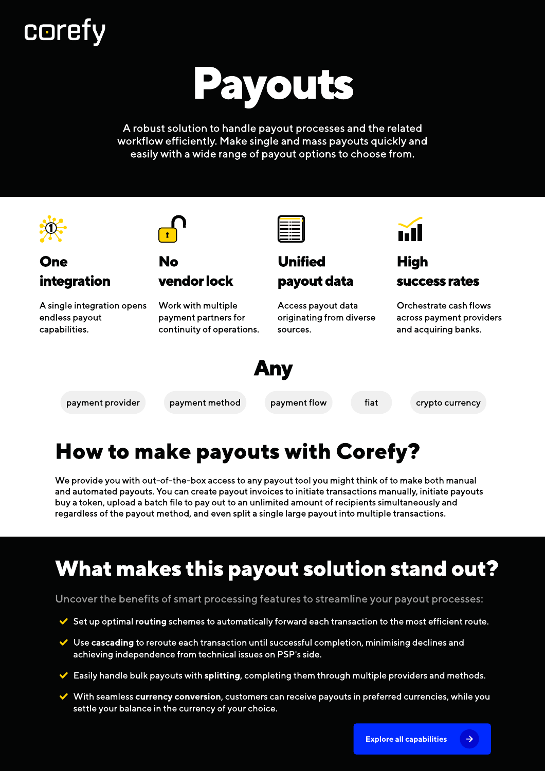corefy

# Payouts

A robust solution to handle payout processes and the related workflow efficiently. Make single and mass payouts quickly and easily with a wide range of payout options to choose from.

### One integration

A single integration opens endless payout capabilities.

### No vendor lock

Work with multiple payment partners for continuity of operations.

### Unified payout data

Access payout data originating from diverse sources.

### High success rates

Orchestrate cash flows across payment providers and acquiring banks.

## Any

payment provider | payment method | payment flow | fiat | crypto currency

## How to make payouts with Corefy?

We provide you with out-of-the-box access to any payout tool you might think of to make both manual and automated payouts. You can create payout invoices to initiate transactions manually, initiate payouts buy a token, upload a batch file to pay out to an unlimited amount of recipients simultaneously and regardless of the payout method, and even split a single large payout into multiple transactions.

## What makes this payout solution stand out?

Uncover the benefits of smart processing features to streamline your payout processes:

- Set up optimal **routing** schemes to automatically forward each transaction to the most efficient route.
- Use **cascading** to reroute each transaction until successful completion, minimising declines and achieving independence from technical issues on PSP's side.
- Easily handle bulk payouts with **splitting**, completing them through multiple providers and methods.
- With seamless **currency conversion**, customers can receive payouts in preferred currencies, while you settle your balance in the currency of your choice.

Explore all capabilities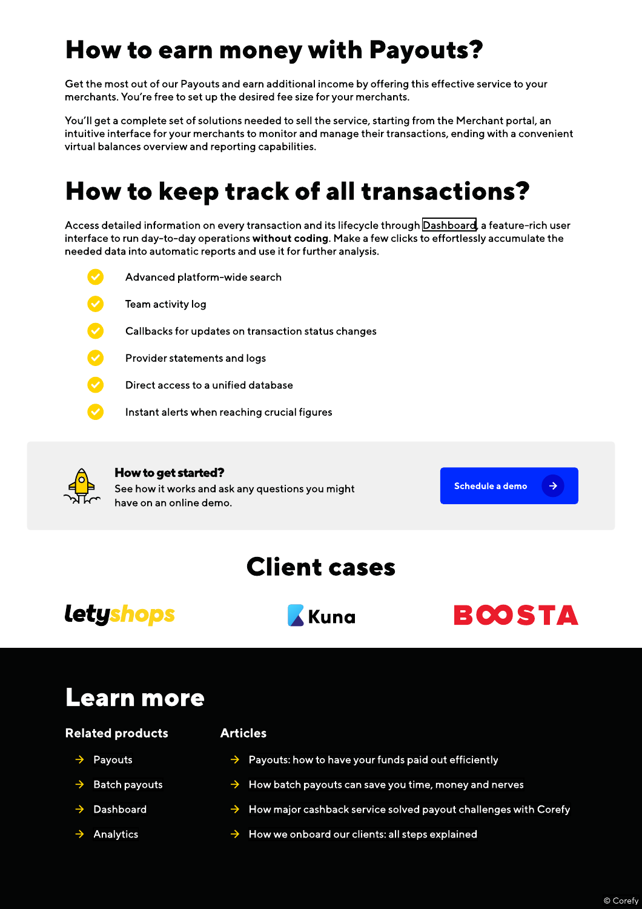# How to earn money with Payouts?

Get the most out of our Payouts and earn additional income by offering this effective service to your merchants. You're free to set up the desired fee size for your merchants.

You'll get a complete set of solutions needed to sell the service, starting from the Merchant portal, an intuitive interface for your merchants to monitor and manage their transactions, ending with a convenient virtual balances overview and reporting capabilities.

# How to keep track of all transactions?

Access detailed information on every transaction and its lifecycle through Dashboard, a feature-rich user interface to run day-to-day operations **without coding**. Make a few clicks to effortlessly accumulate the needed data into automatic reports and use it for further analysis.

- Advanced platform-wide search
- Team activity log
- Callbacks for updates on transaction status changes
- Provider statements and logs
- Direct access to a unified database
- Instant alerts when reaching crucial figures

**How to get started?**
See how it works and ask any questions you might have on an online demo.

Schedule a demo

# Client cases

letyshops

Kuna

BOOSTA

# Learn more

## Related products

- Payouts
- Batch payouts
- Dashboard
- Analytics

## Articles

- Payouts: how to have your funds paid out efficiently
- How batch payouts can save you time, money and nerves
- How major cashback service solved payout challenges with Corefy
- How we onboard our clients: all steps explained

© Corefy